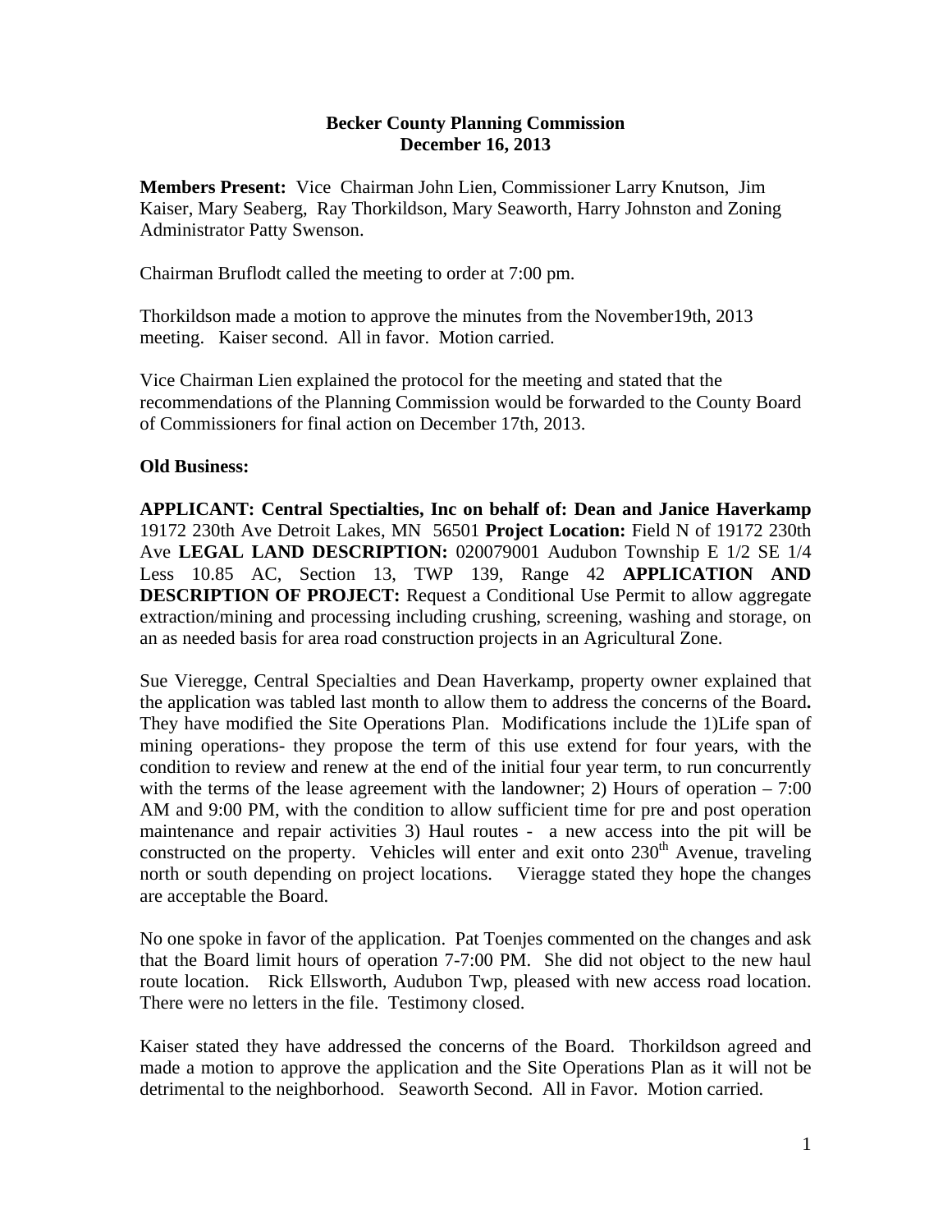**Becker County Planning Commission**
**December 16, 2013**

**Members Present:** Vice Chairman John Lien, Commissioner Larry Knutson, Jim Kaiser, Mary Seaberg, Ray Thorkildson, Mary Seaworth, Harry Johnston and Zoning Administrator Patty Swenson.

Chairman Bruflodt called the meeting to order at 7:00 pm.

Thorkildson made a motion to approve the minutes from the November19th, 2013 meeting. Kaiser second. All in favor. Motion carried.

Vice Chairman Lien explained the protocol for the meeting and stated that the recommendations of the Planning Commission would be forwarded to the County Board of Commissioners for final action on December 17th, 2013.

**Old Business:**

**APPLICANT: Central Spectialties, Inc on behalf of: Dean and Janice Haverkamp** 19172 230th Ave Detroit Lakes, MN 56501 **Project Location:** Field N of 19172 230th Ave **LEGAL LAND DESCRIPTION:** 020079001 Audubon Township E 1/2 SE 1/4 Less 10.85 AC, Section 13, TWP 139, Range 42 **APPLICATION AND DESCRIPTION OF PROJECT:** Request a Conditional Use Permit to allow aggregate extraction/mining and processing including crushing, screening, washing and storage, on an as needed basis for area road construction projects in an Agricultural Zone.

Sue Vieregge, Central Specialties and Dean Haverkamp, property owner explained that the application was tabled last month to allow them to address the concerns of the Board**.** They have modified the Site Operations Plan. Modifications include the 1)Life span of mining operations- they propose the term of this use extend for four years, with the condition to review and renew at the end of the initial four year term, to run concurrently with the terms of the lease agreement with the landowner; 2) Hours of operation – 7:00 AM and 9:00 PM, with the condition to allow sufficient time for pre and post operation maintenance and repair activities 3) Haul routes - a new access into the pit will be constructed on the property. Vehicles will enter and exit onto 230th Avenue, traveling north or south depending on project locations. Vieragge stated they hope the changes are acceptable the Board.

No one spoke in favor of the application. Pat Toenjes commented on the changes and ask that the Board limit hours of operation 7-7:00 PM. She did not object to the new haul route location. Rick Ellsworth, Audubon Twp, pleased with new access road location. There were no letters in the file. Testimony closed.

Kaiser stated they have addressed the concerns of the Board. Thorkildson agreed and made a motion to approve the application and the Site Operations Plan as it will not be detrimental to the neighborhood. Seaworth Second. All in Favor. Motion carried.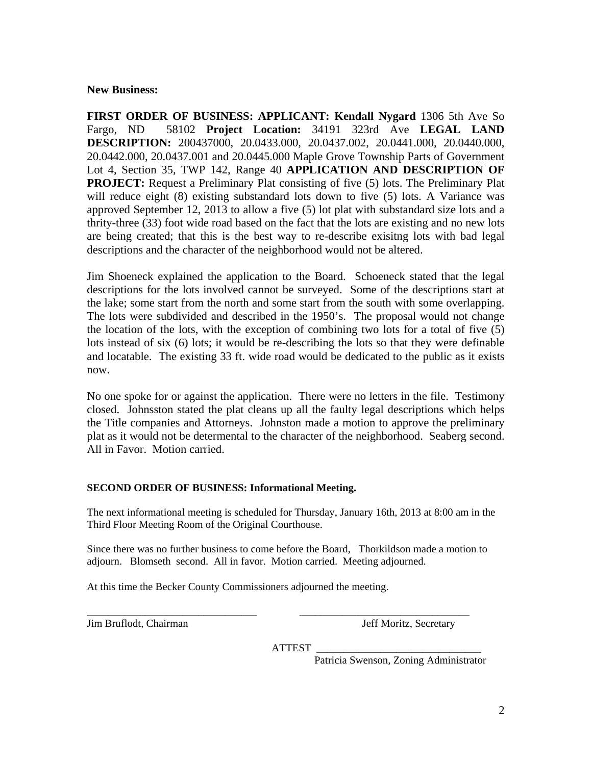**New Business:**

**FIRST ORDER OF BUSINESS: APPLICANT: Kendall Nygard** 1306 5th Ave So Fargo, ND 58102 **Project Location:** 34191 323rd Ave **LEGAL LAND DESCRIPTION:** 200437000, 20.0433.000, 20.0437.002, 20.0441.000, 20.0440.000, 20.0442.000, 20.0437.001 and 20.0445.000 Maple Grove Township Parts of Government Lot 4, Section 35, TWP 142, Range 40 **APPLICATION AND DESCRIPTION OF PROJECT:** Request a Preliminary Plat consisting of five (5) lots. The Preliminary Plat will reduce eight (8) existing substandard lots down to five (5) lots. A Variance was approved September 12, 2013 to allow a five (5) lot plat with substandard size lots and a thrity-three (33) foot wide road based on the fact that the lots are existing and no new lots are being created; that this is the best way to re-describe exisitng lots with bad legal descriptions and the character of the neighborhood would not be altered.

Jim Shoeneck explained the application to the Board. Schoeneck stated that the legal descriptions for the lots involved cannot be surveyed. Some of the descriptions start at the lake; some start from the north and some start from the south with some overlapping. The lots were subdivided and described in the 1950's. The proposal would not change the location of the lots, with the exception of combining two lots for a total of five (5) lots instead of six (6) lots; it would be re-describing the lots so that they were definable and locatable. The existing 33 ft. wide road would be dedicated to the public as it exists now.

No one spoke for or against the application. There were no letters in the file. Testimony closed. Johnsston stated the plat cleans up all the faulty legal descriptions which helps the Title companies and Attorneys. Johnston made a motion to approve the preliminary plat as it would not be determental to the character of the neighborhood. Seaberg second. All in Favor. Motion carried.

**SECOND ORDER OF BUSINESS: Informational Meeting.**

The next informational meeting is scheduled for Thursday, January 16th, 2013 at 8:00 am in the Third Floor Meeting Room of the Original Courthouse.

Since there was no further business to come before the Board, Thorkildson made a motion to adjourn. Blomseth second. All in favor. Motion carried. Meeting adjourned.

At this time the Becker County Commissioners adjourned the meeting.

\_\_\_\_\_\_\_\_\_\_\_\_\_\_\_\_\_\_\_\_\_\_\_\_\_\_\_\_\_\_\_\_ \_\_\_\_\_\_\_\_\_\_\_\_\_\_\_\_\_\_\_\_\_\_\_\_\_\_\_\_\_\_\_\_

Jim Bruflodt, Chairman Jeff Moritz, Secretary

ATTEST \_\_\_\_\_\_\_\_\_\_\_\_\_\_\_\_\_\_\_\_\_\_\_\_\_\_\_\_\_\_\_

Patricia Swenson, Zoning Administrator